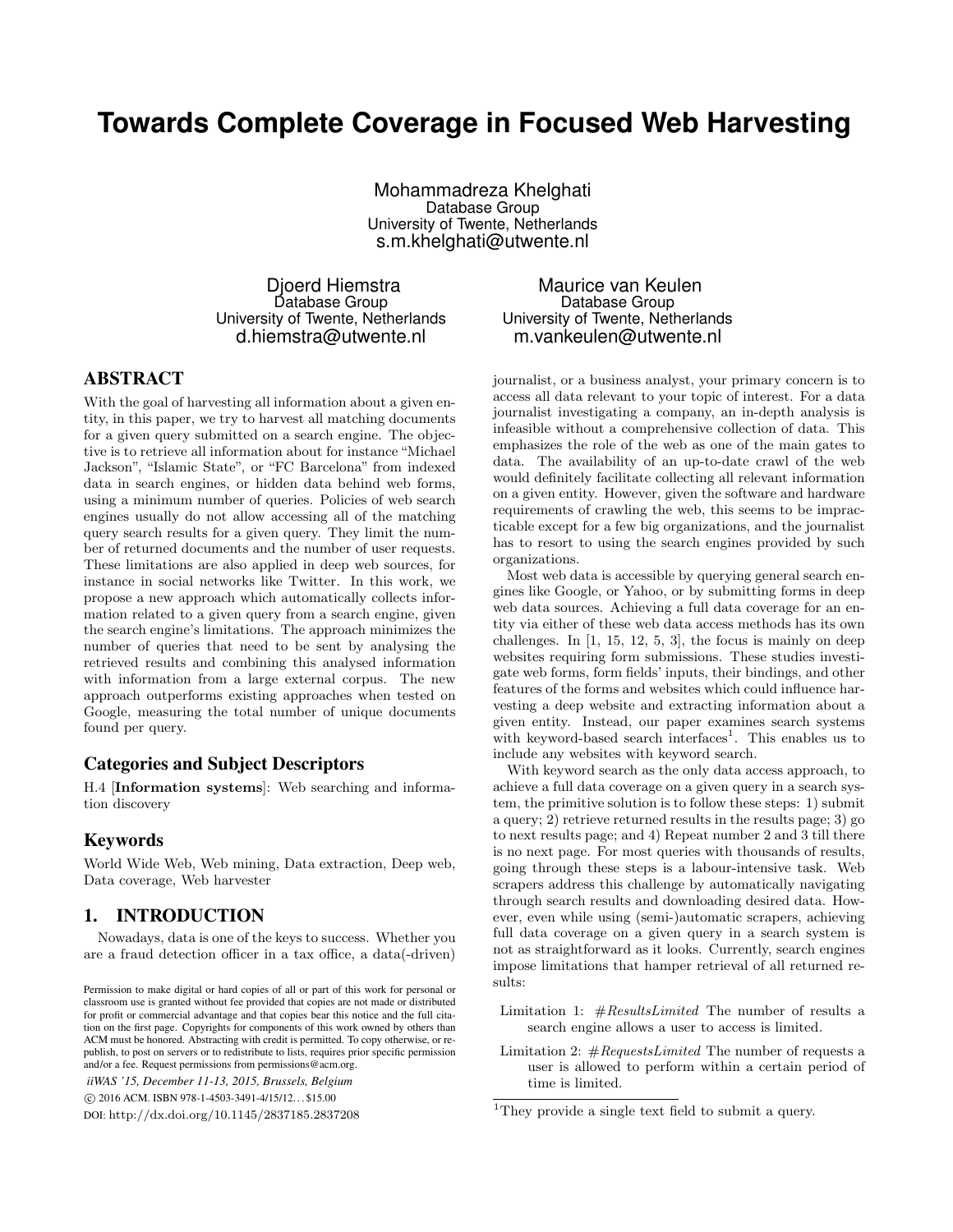# Towards Complete Coverage in Focused Web Harvesting

Mohammadreza Khelghati
Database Group
University of Twente, Netherlands
s.m.khelghati@utwente.nl

Djoerd Hiemstra
Database Group
University of Twente, Netherlands
d.hiemstra@utwente.nl

Maurice van Keulen
Database Group
University of Twente, Netherlands
m.vankeulen@utwente.nl

## ABSTRACT

With the goal of harvesting all information about a given entity, in this paper, we try to harvest all matching documents for a given query submitted on a search engine. The objective is to retrieve all information about for instance "Michael Jackson", "Islamic State", or "FC Barcelona" from indexed data in search engines, or hidden data behind web forms, using a minimum number of queries. Policies of web search engines usually do not allow accessing all of the matching query search results for a given query. They limit the number of returned documents and the number of user requests. These limitations are also applied in deep web sources, for instance in social networks like Twitter. In this work, we propose a new approach which automatically collects information related to a given query from a search engine, given the search engine's limitations. The approach minimizes the number of queries that need to be sent by analysing the retrieved results and combining this analysed information with information from a large external corpus. The new approach outperforms existing approaches when tested on Google, measuring the total number of unique documents found per query.

### Categories and Subject Descriptors

H.4 [**Information systems**]: Web searching and information discovery

### Keywords

World Wide Web, Web mining, Data extraction, Deep web, Data coverage, Web harvester

## 1. INTRODUCTION

Nowadays, data is one of the keys to success. Whether you are a fraud detection officer in a tax office, a data(-driven) journalist, or a business analyst, your primary concern is to access all data relevant to your topic of interest. For a data journalist investigating a company, an in-depth analysis is infeasible without a comprehensive collection of data. This emphasizes the role of the web as one of the main gates to data. The availability of an up-to-date crawl of the web would definitely facilitate collecting all relevant information on a given entity. However, given the software and hardware requirements of crawling the web, this seems to be impracticable except for a few big organizations, and the journalist has to resort to using the search engines provided by such organizations.

Most web data is accessible by querying general search engines like Google, or Yahoo, or by submitting forms in deep web data sources. Achieving a full data coverage for an entity via either of these web data access methods has its own challenges. In [1, 15, 12, 5, 3], the focus is mainly on deep websites requiring form submissions. These studies investigate web forms, form fields' inputs, their bindings, and other features of the forms and websites which could influence harvesting a deep website and extracting information about a given entity. Instead, our paper examines search systems with keyword-based search interfaces[1]. This enables us to include any websites with keyword search.

With keyword search as the only data access approach, to achieve a full data coverage on a given query in a search system, the primitive solution is to follow these steps: 1) submit a query; 2) retrieve returned results in the results page; 3) go to next results page; and 4) Repeat number 2 and 3 till there is no next page. For most queries with thousands of results, going through these steps is a labour-intensive task. Web scrapers address this challenge by automatically navigating through search results and downloading desired data. However, even while using (semi-)automatic scrapers, achieving full data coverage on a given query in a search system is not as straightforward as it looks. Currently, search engines impose limitations that hamper retrieval of all returned results:

- Limitation 1: *#ResultsLimited* The number of results a search engine allows a user to access is limited.
- Limitation 2: *#RequestsLimited* The number of requests a user is allowed to perform within a certain period of time is limited.

[1] They provide a single text field to submit a query.

Permission to make digital or hard copies of all or part of this work for personal or classroom use is granted without fee provided that copies are not made or distributed for profit or commercial advantage and that copies bear this notice and the full citation on the first page. Copyrights for components of this work owned by others than ACM must be honored. Abstracting with credit is permitted. To copy otherwise, or republish, to post on servers or to redistribute to lists, requires prior specific permission and/or a fee. Request permissions from permissions@acm.org.

*iiWAS '15, December 11-13, 2015, Brussels, Belgium*
© 2016 ACM. ISBN 978-1-4503-3491-4/15/12…$15.00
DOI: http://dx.doi.org/10.1145/2837185.2837208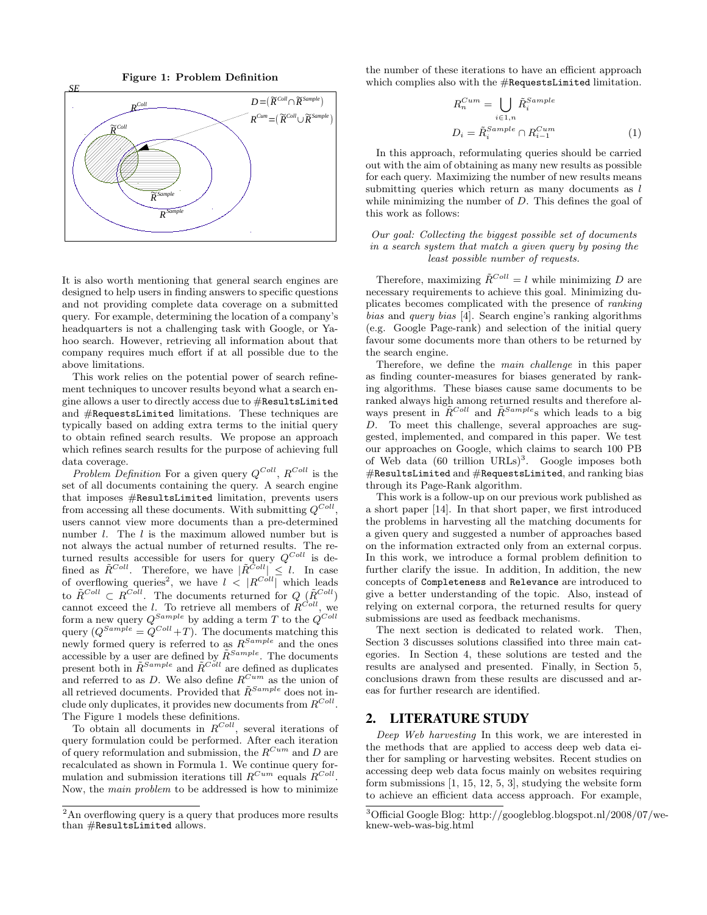**Figure 1: Problem Definition**

It is also worth mentioning that general search engines are designed to help users in finding answers to specific questions and not providing complete data coverage on a submitted query. For example, determining the location of a company's headquarters is not a challenging task with Google, or Yahoo search. However, retrieving all information about that company requires much effort if at all possible due to the above limitations.

This work relies on the potential power of search refinement techniques to uncover results beyond what a search engine allows a user to directly access due to `#ResultsLimited` and `#RequestsLimited` limitations. These techniques are typically based on adding extra terms to the initial query to obtain refined search results. We propose an approach which refines search results for the purpose of achieving full data coverage.

*Problem Definition* For a given query $Q^{Coll}$, $R^{Coll}$ is the set of all documents containing the query. A search engine that imposes `#ResultsLimited` limitation, prevents users from accessing all these documents. With submitting $Q^{Coll}$, users cannot view more documents than a pre-determined number $l$. The $l$ is the maximum allowed number but is not always the actual number of returned results. The returned results accessible for users for query $Q^{Coll}$ is defined as $\tilde{R}^{Coll}$. Therefore, we have $|\tilde{R}^{Coll}| \leq l$. In case of overflowing queries[2], we have $l < |R^{Coll}|$ which leads to $\tilde{R}^{Coll} \subset R^{Coll}$. The documents returned for $Q$ ($\tilde{R}^{Coll}$) cannot exceed the $l$. To retrieve all members of $R^{Coll}$, we form a new query $Q^{Sample}$ by adding a term $T$ to the $Q^{Coll}$ query ($Q^{Sample} = Q^{Coll} + T$). The documents matching this newly formed query is referred to as $R^{Sample}$ and the ones accessible by a user are defined by $\tilde{R}^{Sample}$. The documents present both in $\tilde{R}^{Sample}$ and $\tilde{R}^{Coll}$ are defined as duplicates and referred to as $D$. We also define $R^{Cum}$ as the union of all retrieved documents. Provided that $\tilde{R}^{Sample}$ does not include only duplicates, it provides new documents from $R^{Coll}$. The Figure 1 models these definitions.

To obtain all documents in $R^{Coll}$, several iterations of query formulation could be performed. After each iteration of query reformulation and submission, the $R^{Cum}$ and $D$ are recalculated as shown in Formula 1. We continue query formulation and submission iterations till $R^{Cum}$ equals $R^{Coll}$. Now, the *main problem* to be addressed is how to minimize the number of these iterations to have an efficient approach which complies also with the `#RequestsLimited` limitation.

$$R_n^{Cum} = \bigcup_{i \in 1,n} \tilde{R}_i^{Sample}$$
$$D_i = \tilde{R}_i^{Sample} \cap R_{i-1}^{Cum} \quad (1)$$

In this approach, reformulating queries should be carried out with the aim of obtaining as many new results as possible for each query. Maximizing the number of new results means submitting queries which return as many documents as $l$ while minimizing the number of $D$. This defines the goal of this work as follows:

*Our goal: Collecting the biggest possible set of documents in a search system that match a given query by posing the least possible number of requests.*

Therefore, maximizing $\tilde{R}^{Coll} = l$ while minimizing $D$ are necessary requirements to achieve this goal. Minimizing duplicates becomes complicated with the presence of *ranking bias* and *query bias* [4]. Search engine's ranking algorithms (e.g. Google Page-rank) and selection of the initial query favour some documents more than others to be returned by the search engine.

Therefore, we define the *main challenge* in this paper as finding counter-measures for biases generated by ranking algorithms. These biases cause same documents to be ranked always high among returned results and therefore always present in $\tilde{R}^{Coll}$ and $\tilde{R}^{Sample}$s which leads to a big $D$. To meet this challenge, several approaches are suggested, implemented, and compared in this paper. We test our approaches on Google, which claims to search 100 PB of Web data (60 trillion URLs)[3]. Google imposes both `#ResultsLimited` and `#RequestsLimited`, and ranking bias through its Page-Rank algorithm.

This work is a follow-up on our previous work published as a short paper [14]. In that short paper, we first introduced the problems in harvesting all the matching documents for a given query and suggested a number of approaches based on the information extracted only from an external corpus. In this work, we introduce a formal problem definition to further clarify the issue. In addition, In addition, the new concepts of `Completeness` and `Relevance` are introduced to give a better understanding of the topic. Also, instead of relying on external corpora, the returned results for query submissions are used as feedback mechanisms.

The next section is dedicated to related work. Then, Section 3 discusses solutions classified into three main categories. In Section 4, these solutions are tested and the results are analysed and presented. Finally, in Section 5, conclusions drawn from these results are discussed and areas for further research are identified.

## 2. LITERATURE STUDY

*Deep Web harvesting* In this work, we are interested in the methods that are applied to access deep web data either for sampling or harvesting websites. Recent studies on accessing deep web data focus mainly on websites requiring form submissions [1, 15, 12, 5, 3], studying the website form to achieve an efficient data access approach. For example,

[2] An overflowing query is a query that produces more results than `#ResultsLimited` allows.

[3] Official Google Blog: http://googleblog.blogspot.nl/2008/07/we-knew-web-was-big.html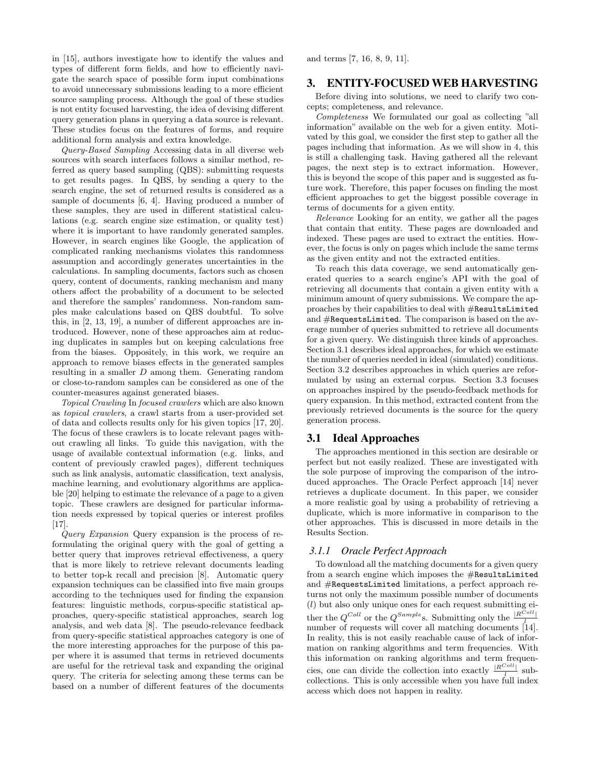in [15], authors investigate how to identify the values and types of different form fields, and how to efficiently navigate the search space of possible form input combinations to avoid unnecessary submissions leading to a more efficient source sampling process. Although the goal of these studies is not entity focused harvesting, the idea of devising different query generation plans in querying a data source is relevant. These studies focus on the features of forms, and require additional form analysis and extra knowledge.

*Query-Based Sampling* Accessing data in all diverse web sources with search interfaces follows a similar method, referred as query based sampling (QBS): submitting requests to get results pages. In QBS, by sending a query to the search engine, the set of returned results is considered as a sample of documents [6, 4]. Having produced a number of these samples, they are used in different statistical calculations (e.g. search engine size estimation, or quality test) where it is important to have randomly generated samples. However, in search engines like Google, the application of complicated ranking mechanisms violates this randomness assumption and accordingly generates uncertainties in the calculations. In sampling documents, factors such as chosen query, content of documents, ranking mechanism and many others affect the probability of a document to be selected and therefore the samples' randomness. Non-random samples make calculations based on QBS doubtful. To solve this, in [2, 13, 19], a number of different approaches are introduced. However, none of these approaches aim at reducing duplicates in samples but on keeping calculations free from the biases. Oppositely, in this work, we require an approach to remove biases effects in the generated samples resulting in a smaller $D$ among them. Generating random or close-to-random samples can be considered as one of the counter-measures against generated biases.

*Topical Crawling* In *focused crawlers* which are also known as *topical crawlers*, a crawl starts from a user-provided set of data and collects results only for his given topics [17, 20]. The focus of these crawlers is to locate relevant pages without crawling all links. To guide this navigation, with the usage of available contextual information (e.g. links, and content of previously crawled pages), different techniques such as link analysis, automatic classification, text analysis, machine learning, and evolutionary algorithms are applicable [20] helping to estimate the relevance of a page to a given topic. These crawlers are designed for particular information needs expressed by topical queries or interest profiles [17].

*Query Expansion* Query expansion is the process of reformulating the original query with the goal of getting a better query that improves retrieval effectiveness, a query that is more likely to retrieve relevant documents leading to better top-k recall and precision [8]. Automatic query expansion techniques can be classified into five main groups according to the techniques used for finding the expansion features: linguistic methods, corpus-specific statistical approaches, query-specific statistical approaches, search log analysis, and web data [8]. The pseudo-relevance feedback from query-specific statistical approaches category is one of the more interesting approaches for the purpose of this paper where it is assumed that terms in retrieved documents are useful for the retrieval task and expanding the original query. The criteria for selecting among these terms can be based on a number of different features of the documents and terms [7, 16, 8, 9, 11].

## 3. ENTITY-FOCUSED WEB HARVESTING

Before diving into solutions, we need to clarify two concepts; completeness, and relevance.

*Completeness* We formulated our goal as collecting "all information" available on the web for a given entity. Motivated by this goal, we consider the first step to gather all the pages including that information. As we will show in 4, this is still a challenging task. Having gathered all the relevant pages, the next step is to extract information. However, this is beyond the scope of this paper and is suggested as future work. Therefore, this paper focuses on finding the most efficient approaches to get the biggest possible coverage in terms of documents for a given entity.

*Relevance* Looking for an entity, we gather all the pages that contain that entity. These pages are downloaded and indexed. These pages are used to extract the entities. However, the focus is only on pages which include the same terms as the given entity and not the extracted entities.

To reach this data coverage, we send automatically generated queries to a search engine's API with the goal of retrieving all documents that contain a given entity with a minimum amount of query submissions. We compare the approaches by their capabilities to deal with `#ResultsLimited` and `#RequestsLimited`. The comparison is based on the average number of queries submitted to retrieve all documents for a given query. We distinguish three kinds of approaches. Section 3.1 describes ideal approaches, for which we estimate the number of queries needed in ideal (simulated) conditions. Section 3.2 describes approaches in which queries are reformulated by using an external corpus. Section 3.3 focuses on approaches inspired by the pseudo-feedback methods for query expansion. In this method, extracted content from the previously retrieved documents is the source for the query generation process.

### 3.1 Ideal Approaches

The approaches mentioned in this section are desirable or perfect but not easily realized. These are investigated with the sole purpose of improving the comparison of the introduced approaches. The Oracle Perfect approach [14] never retrieves a duplicate document. In this paper, we consider a more realistic goal by using a probability of retrieving a duplicate, which is more informative in comparison to the other approaches. This is discussed in more details in the Results Section.

#### *3.1.1 Oracle Perfect Approach*

To download all the matching documents for a given query from a search engine which imposes the `#ResultsLimited` and `#RequestsLimited` limitations, a perfect approach returns not only the maximum possible number of documents ($l$) but also only unique ones for each request submitting either the $Q^{Coll}$ or the $Q^{Sample}$s. Submitting only the $\frac{|R^{Coll}|}{l}$ number of requests will cover all matching documents [14]. In reality, this is not easily reachable cause of lack of information on ranking algorithms and term frequencies. With this information on ranking algorithms and term frequencies, one can divide the collection into exactly $\frac{|R^{Coll}|}{l}$ subcollections. This is only accessible when you have full index access which does not happen in reality.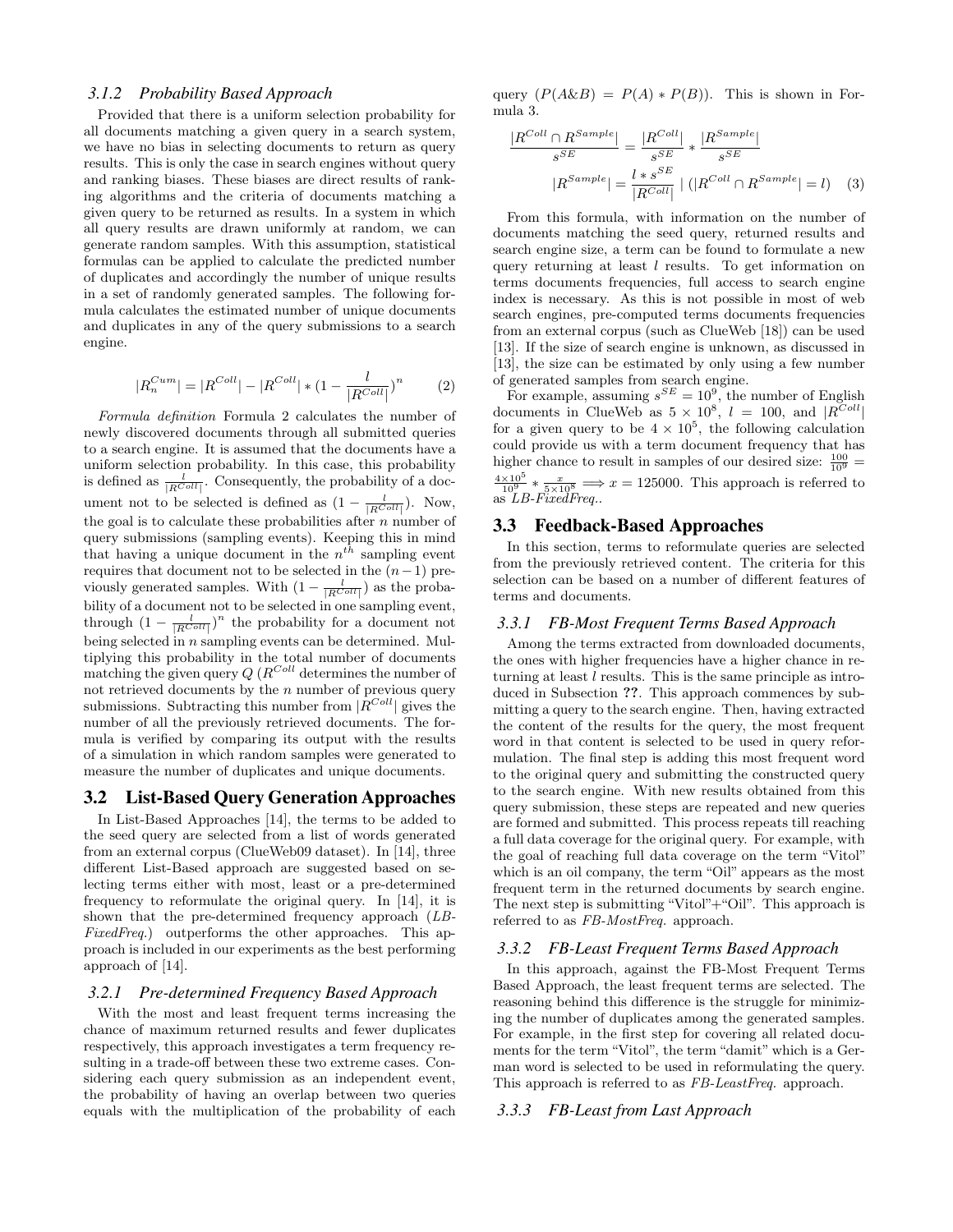### 3.1.2 Probability Based Approach

Provided that there is a uniform selection probability for all documents matching a given query in a search system, we have no bias in selecting documents to return as query results. This is only the case in search engines without query and ranking biases. These biases are direct results of ranking algorithms and the criteria of documents matching a given query to be returned as results. In a system in which all query results are drawn uniformly at random, we can generate random samples. With this assumption, statistical formulas can be applied to calculate the predicted number of duplicates and accordingly the number of unique results in a set of randomly generated samples. The following formula calculates the estimated number of unique documents and duplicates in any of the query submissions to a search engine.

$$|R_n^{Cum}| = |R^{Coll}| - |R^{Coll}| * (1 - \frac{l}{|R^{Coll}|})^n \qquad (2)$$

*Formula definition* Formula 2 calculates the number of newly discovered documents through all submitted queries to a search engine. It is assumed that the documents have a uniform selection probability. In this case, this probability is defined as $\frac{l}{|R^{Coll}|}$. Consequently, the probability of a document not to be selected is defined as $(1 - \frac{l}{|R^{Coll}|})$. Now, the goal is to calculate these probabilities after $n$ number of query submissions (sampling events). Keeping this in mind that having a unique document in the $n^{th}$ sampling event requires that document not to be selected in the $(n-1)$ previously generated samples. With $(1 - \frac{l}{|R^{Coll}|})$ as the probability of a document not to be selected in one sampling event, through $(1 - \frac{l}{|R^{Coll}|})^n$ the probability for a document not being selected in $n$ sampling events can be determined. Multiplying this probability in the total number of documents matching the given query $Q$ ($R^{Coll}$ determines the number of not retrieved documents by the $n$ number of previous query submissions. Subtracting this number from $|R^{Coll}|$ gives the number of all the previously retrieved documents. The formula is verified by comparing its output with the results of a simulation in which random samples were generated to measure the number of duplicates and unique documents.

## 3.2 List-Based Query Generation Approaches

In List-Based Approaches [14], the terms to be added to the seed query are selected from a list of words generated from an external corpus (ClueWeb09 dataset). In [14], three different List-Based approach are suggested based on selecting terms either with most, least or a pre-determined frequency to reformulate the original query. In [14], it is shown that the pre-determined frequency approach (*LB-FixedFreq.*) outperforms the other approaches. This approach is included in our experiments as the best performing approach of [14].

### 3.2.1 Pre-determined Frequency Based Approach

With the most and least frequent terms increasing the chance of maximum returned results and fewer duplicates respectively, this approach investigates a term frequency resulting in a trade-off between these two extreme cases. Considering each query submission as an independent event, the probability of having an overlap between two queries equals with the multiplication of the probability of each query ($P(A\&B) = P(A) * P(B)$). This is shown in Formula 3.

$$\frac{|R^{Coll} \cap R^{Sample}|}{s^{SE}} = \frac{|R^{Coll}|}{s^{SE}} * \frac{|R^{Sample}|}{s^{SE}}$$

$$|R^{Sample}| = \frac{l * s^{SE}}{|R^{Coll}|} \mid (|R^{Coll} \cap R^{Sample}| = l) \qquad (3)$$

From this formula, with information on the number of documents matching the seed query, returned results and search engine size, a term can be found to formulate a new query returning at least $l$ results. To get information on terms documents frequencies, full access to search engine index is necessary. As this is not possible in most of web search engines, pre-computed terms documents frequencies from an external corpus (such as ClueWeb [18]) can be used [13]. If the size of search engine is unknown, as discussed in [13], the size can be estimated by only using a few number of generated samples from search engine.

For example, assuming $s^{SE} = 10^9$, the number of English documents in ClueWeb as $5 \times 10^8$, $l = 100$, and $|R^{Coll}|$ for a given query to be $4 \times 10^5$, the following calculation could provide us with a term document frequency that has higher chance to result in samples of our desired size: $\frac{100}{10^9} = \frac{4 \times 10^5}{10^9} * \frac{x}{5 \times 10^8} \Longrightarrow x = 125000$. This approach is referred to as *LB-FixedFreq.*.

## 3.3 Feedback-Based Approaches

In this section, terms to reformulate queries are selected from the previously retrieved content. The criteria for this selection can be based on a number of different features of terms and documents.

### 3.3.1 FB-Most Frequent Terms Based Approach

Among the terms extracted from downloaded documents, the ones with higher frequencies have a higher chance in returning at least $l$ results. This is the same principle as introduced in Subsection **??**. This approach commences by submitting a query to the search engine. Then, having extracted the content of the results for the query, the most frequent word in that content is selected to be used in query reformulation. The final step is adding this most frequent word to the original query and submitting the constructed query to the search engine. With new results obtained from this query submission, these steps are repeated and new queries are formed and submitted. This process repeats till reaching a full data coverage for the original query. For example, with the goal of reaching full data coverage on the term "Vitol" which is an oil company, the term "Oil" appears as the most frequent term in the returned documents by search engine. The next step is submitting "Vitol"+"Oil". This approach is referred to as *FB-MostFreq.* approach.

### 3.3.2 FB-Least Frequent Terms Based Approach

In this approach, against the FB-Most Frequent Terms Based Approach, the least frequent terms are selected. The reasoning behind this difference is the struggle for minimizing the number of duplicates among the generated samples. For example, in the first step for covering all related documents for the term "Vitol", the term "damit" which is a German word is selected to be used in reformulating the query. This approach is referred to as *FB-LeastFreq.* approach.

### 3.3.3 FB-Least from Last Approach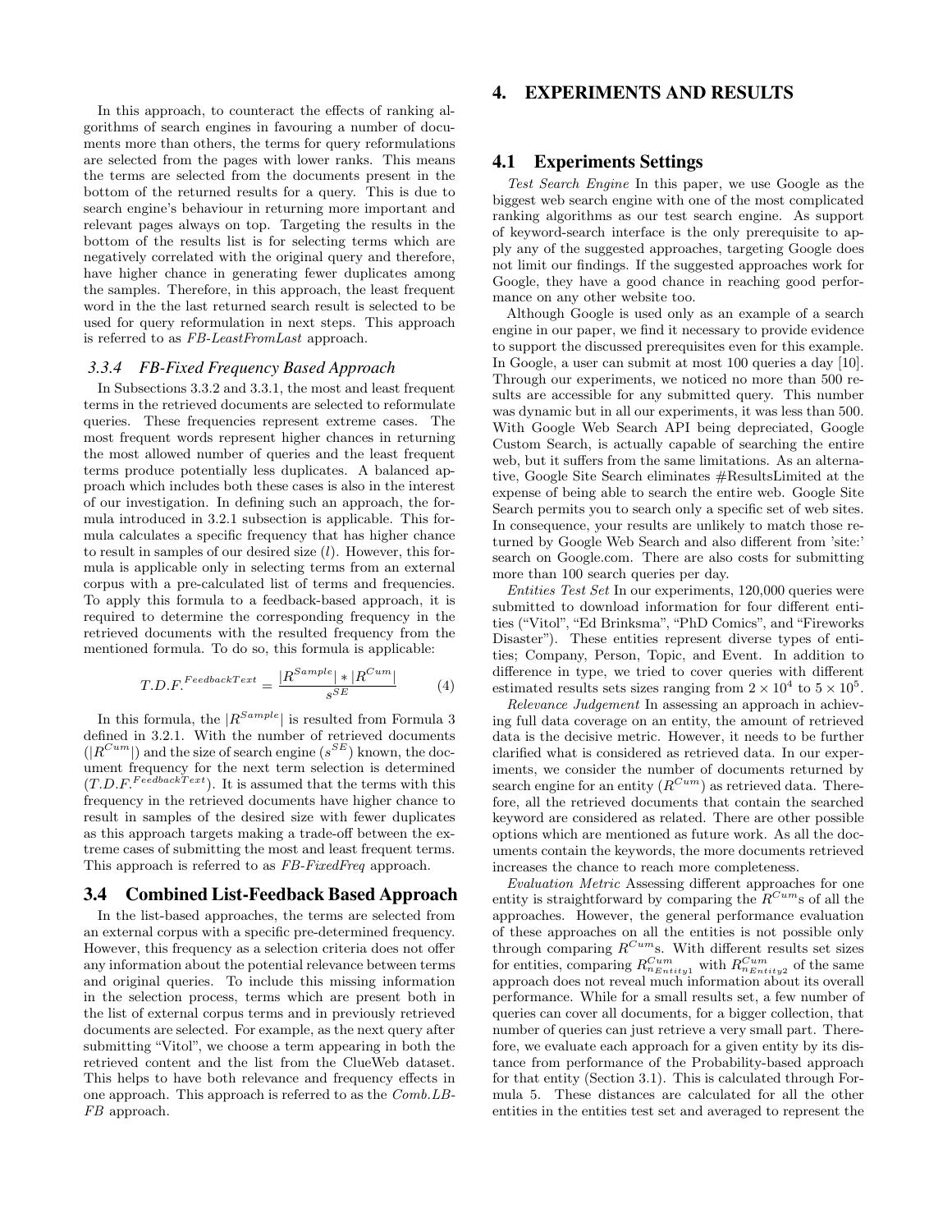In this approach, to counteract the effects of ranking algorithms of search engines in favouring a number of documents more than others, the terms for query reformulations are selected from the pages with lower ranks. This means the terms are selected from the documents present in the bottom of the returned results for a query. This is due to search engine's behaviour in returning more important and relevant pages always on top. Targeting the results in the bottom of the results list is for selecting terms which are negatively correlated with the original query and therefore, have higher chance in generating fewer duplicates among the samples. Therefore, in this approach, the least frequent word in the the last returned search result is selected to be used for query reformulation in next steps. This approach is referred to as *FB-LeastFromLast* approach.

#### 3.3.4 FB-Fixed Frequency Based Approach

In Subsections 3.3.2 and 3.3.1, the most and least frequent terms in the retrieved documents are selected to reformulate queries. These frequencies represent extreme cases. The most frequent words represent higher chances in returning the most allowed number of queries and the least frequent terms produce potentially less duplicates. A balanced approach which includes both these cases is also in the interest of our investigation. In defining such an approach, the formula introduced in 3.2.1 subsection is applicable. This formula calculates a specific frequency that has higher chance to result in samples of our desired size ($l$). However, this formula is applicable only in selecting terms from an external corpus with a pre-calculated list of terms and frequencies. To apply this formula to a feedback-based approach, it is required to determine the corresponding frequency in the retrieved documents with the resulted frequency from the mentioned formula. To do so, this formula is applicable:

$$T.D.F.^{FeedbackText} = \frac{|R^{Sample}| * |R^{Cum}|}{s^{SE}} \quad (4)$$

In this formula, the $|R^{Sample}|$ is resulted from Formula 3 defined in 3.2.1. With the number of retrieved documents ($|R^{Cum}|$) and the size of search engine ($s^{SE}$) known, the document frequency for the next term selection is determined ($T.D.F.^{FeedbackText}$). It is assumed that the terms with this frequency in the retrieved documents have higher chance to result in samples of the desired size with fewer duplicates as this approach targets making a trade-off between the extreme cases of submitting the most and least frequent terms. This approach is referred to as *FB-FixedFreq* approach.

### 3.4 Combined List-Feedback Based Approach

In the list-based approaches, the terms are selected from an external corpus with a specific pre-determined frequency. However, this frequency as a selection criteria does not offer any information about the potential relevance between terms and original queries. To include this missing information in the selection process, terms which are present both in the list of external corpus terms and in previously retrieved documents are selected. For example, as the next query after submitting "Vitol", we choose a term appearing in both the retrieved content and the list from the ClueWeb dataset. This helps to have both relevance and frequency effects in one approach. This approach is referred to as the *Comb.LB-FB* approach.

## 4. EXPERIMENTS AND RESULTS

### 4.1 Experiments Settings

*Test Search Engine* In this paper, we use Google as the biggest web search engine with one of the most complicated ranking algorithms as our test search engine. As support of keyword-search interface is the only prerequisite to apply any of the suggested approaches, targeting Google does not limit our findings. If the suggested approaches work for Google, they have a good chance in reaching good performance on any other website too.

Although Google is used only as an example of a search engine in our paper, we find it necessary to provide evidence to support the discussed prerequisites even for this example. In Google, a user can submit at most 100 queries a day [10]. Through our experiments, we noticed no more than 500 results are accessible for any submitted query. This number was dynamic but in all our experiments, it was less than 500. With Google Web Search API being depreciated, Google Custom Search, is actually capable of searching the entire web, but it suffers from the same limitations. As an alternative, Google Site Search eliminates #ResultsLimited at the expense of being able to search the entire web. Google Site Search permits you to search only a specific set of web sites. In consequence, your results are unlikely to match those returned by Google Web Search and also different from 'site:' search on Google.com. There are also costs for submitting more than 100 search queries per day.

*Entities Test Set* In our experiments, 120,000 queries were submitted to download information for four different entities ("Vitol", "Ed Brinksma", "PhD Comics", and "Fireworks Disaster"). These entities represent diverse types of entities; Company, Person, Topic, and Event. In addition to difference in type, we tried to cover queries with different estimated results sets sizes ranging from $2 \times 10^4$ to $5 \times 10^5$.

*Relevance Judgement* In assessing an approach in achieving full data coverage on an entity, the amount of retrieved data is the decisive metric. However, it needs to be further clarified what is considered as retrieved data. In our experiments, we consider the number of documents returned by search engine for an entity ($R^{Cum}$) as retrieved data. Therefore, all the retrieved documents that contain the searched keyword are considered as related. There are other possible options which are mentioned as future work. As all the documents contain the keywords, the more documents retrieved increases the chance to reach more completeness.

*Evaluation Metric* Assessing different approaches for one entity is straightforward by comparing the $R^{Cum}$s of all the approaches. However, the general performance evaluation of these approaches on all the entities is not possible only through comparing $R^{Cum}$s. With different results set sizes for entities, comparing $R^{Cum}_{n_{Entity1}}$ with $R^{Cum}_{n_{Entity2}}$ of the same approach does not reveal much information about its overall performance. While for a small results set, a few number of queries can cover all documents, for a bigger collection, that number of queries can just retrieve a very small part. Therefore, we evaluate each approach for a given entity by its distance from performance of the Probability-based approach for that entity (Section 3.1). This is calculated through Formula 5. These distances are calculated for all the other entities in the entities test set and averaged to represent the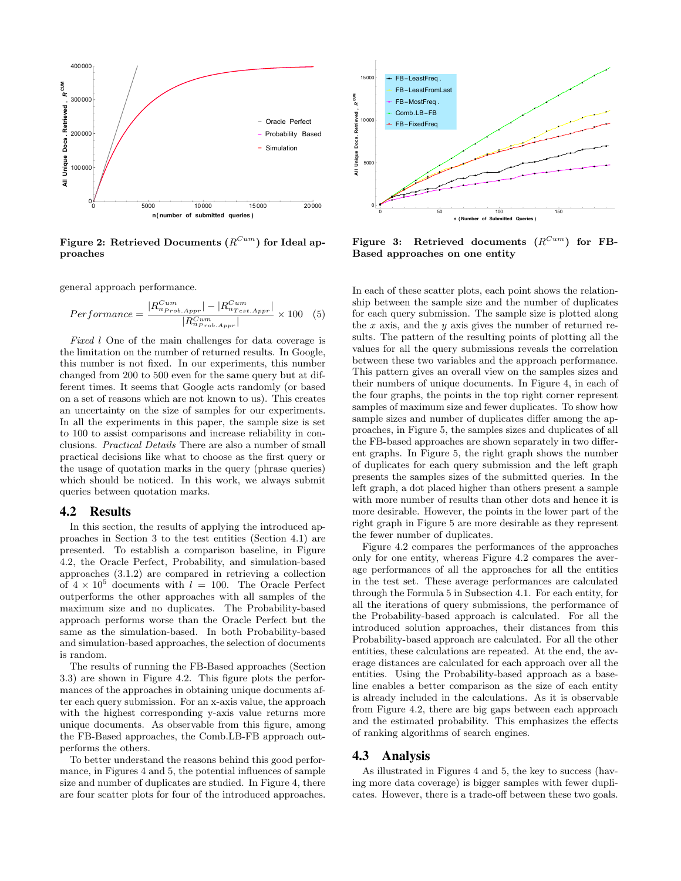Figure 2: Retrieved Documents ($R^{Cum}$) for Ideal approaches

Figure 3: Retrieved documents ($R^{Cum}$) for FB-Based approaches on one entity

general approach performance.

$$Performance = \frac{|R^{Cum}_{n_{Prob.Appr}}| - |R^{Cum}_{n_{Test.Appr}}|}{|R^{Cum}_{n_{Prob.Appr}}|} \times 100 \quad (5)$$

*Fixed l* One of the main challenges for data coverage is the limitation on the number of returned results. In Google, this number is not fixed. In our experiments, this number changed from 200 to 500 even for the same query but at different times. It seems that Google acts randomly (or based on a set of reasons which are not known to us). This creates an uncertainty on the size of samples for our experiments. In all the experiments in this paper, the sample size is set to 100 to assist comparisons and increase reliability in conclusions. *Practical Details* There are also a number of small practical decisions like what to choose as the first query or the usage of quotation marks in the query (phrase queries) which should be noticed. In this work, we always submit queries between quotation marks.

## 4.2 Results

In this section, the results of applying the introduced approaches in Section 3 to the test entities (Section 4.1) are presented. To establish a comparison baseline, in Figure 4.2, the Oracle Perfect, Probability, and simulation-based approaches (3.1.2) are compared in retrieving a collection of $4 \times 10^5$ documents with $l = 100$. The Oracle Perfect outperforms the other approaches with all samples of the maximum size and no duplicates. The Probability-based approach performs worse than the Oracle Perfect but the same as the simulation-based. In both Probability-based and simulation-based approaches, the selection of documents is random.

The results of running the FB-Based approaches (Section 3.3) are shown in Figure 4.2. This figure plots the performances of the approaches in obtaining unique documents after each query submission. For an x-axis value, the approach with the highest corresponding y-axis value returns more unique documents. As observable from this figure, among the FB-Based approaches, the Comb.LB-FB approach outperforms the others.

To better understand the reasons behind this good performance, in Figures 4 and 5, the potential influences of sample size and number of duplicates are studied. In Figure 4, there are four scatter plots for four of the introduced approaches. In each of these scatter plots, each point shows the relationship between the sample size and the number of duplicates for each query submission. The sample size is plotted along the $x$ axis, and the $y$ axis gives the number of returned results. The pattern of the resulting points of plotting all the values for all the query submissions reveals the correlation between these two variables and the approach performance. This pattern gives an overall view on the samples sizes and their numbers of unique documents. In Figure 4, in each of the four graphs, the points in the top right corner represent samples of maximum size and fewer duplicates. To show how sample sizes and number of duplicates differ among the approaches, in Figure 5, the samples sizes and duplicates of all the FB-based approaches are shown separately in two different graphs. In Figure 5, the right graph shows the number of duplicates for each query submission and the left graph presents the samples sizes of the submitted queries. In the left graph, a dot placed higher than others present a sample with more number of results than other dots and hence it is more desirable. However, the points in the lower part of the right graph in Figure 5 are more desirable as they represent the fewer number of duplicates.

Figure 4.2 compares the performances of the approaches only for one entity, whereas Figure 4.2 compares the average performances of all the approaches for all the entities in the test set. These average performances are calculated through the Formula 5 in Subsection 4.1. For each entity, for all the iterations of query submissions, the performance of the Probability-based approach is calculated. For all the introduced solution approaches, their distances from this Probability-based approach are calculated. For all the other entities, these calculations are repeated. At the end, the average distances are calculated for each approach over all the entities. Using the Probability-based approach as a baseline enables a better comparison as the size of each entity is already included in the calculations. As it is observable from Figure 4.2, there are big gaps between each approach and the estimated probability. This emphasizes the effects of ranking algorithms of search engines.

## 4.3 Analysis

As illustrated in Figures 4 and 5, the key to success (having more data coverage) is bigger samples with fewer duplicates. However, there is a trade-off between these two goals.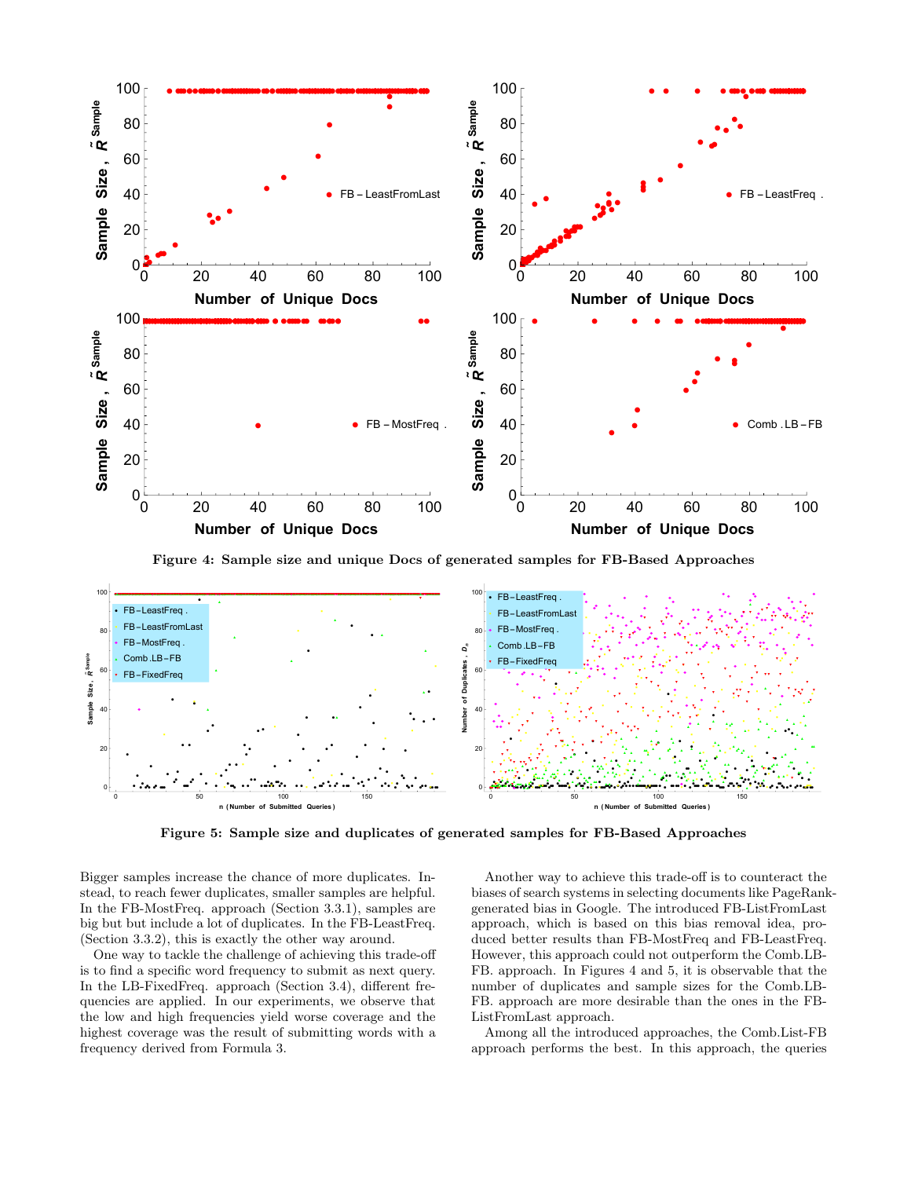Figure 4: Sample size and unique Docs of generated samples for FB-Based Approaches

Figure 5: Sample size and duplicates of generated samples for FB-Based Approaches

Bigger samples increase the chance of more duplicates. Instead, to reach fewer duplicates, smaller samples are helpful. In the FB-MostFreq. approach (Section 3.3.1), samples are big but but include a lot of duplicates. In the FB-LeastFreq. (Section 3.3.2), this is exactly the other way around.

One way to tackle the challenge of achieving this trade-off is to find a specific word frequency to submit as next query. In the LB-FixedFreq. approach (Section 3.4), different frequencies are applied. In our experiments, we observe that the low and high frequencies yield worse coverage and the highest coverage was the result of submitting words with a frequency derived from Formula 3.

Another way to achieve this trade-off is to counteract the biases of search systems in selecting documents like PageRank-generated bias in Google. The introduced FB-ListFromLast approach, which is based on this bias removal idea, produced better results than FB-MostFreq and FB-LeastFreq. However, this approach could not outperform the Comb.LB-FB. approach. In Figures 4 and 5, it is observable that the number of duplicates and sample sizes for the Comb.LB-FB. approach are more desirable than the ones in the FB-ListFromLast approach.

Among all the introduced approaches, the Comb.List-FB approach performs the best. In this approach, the queries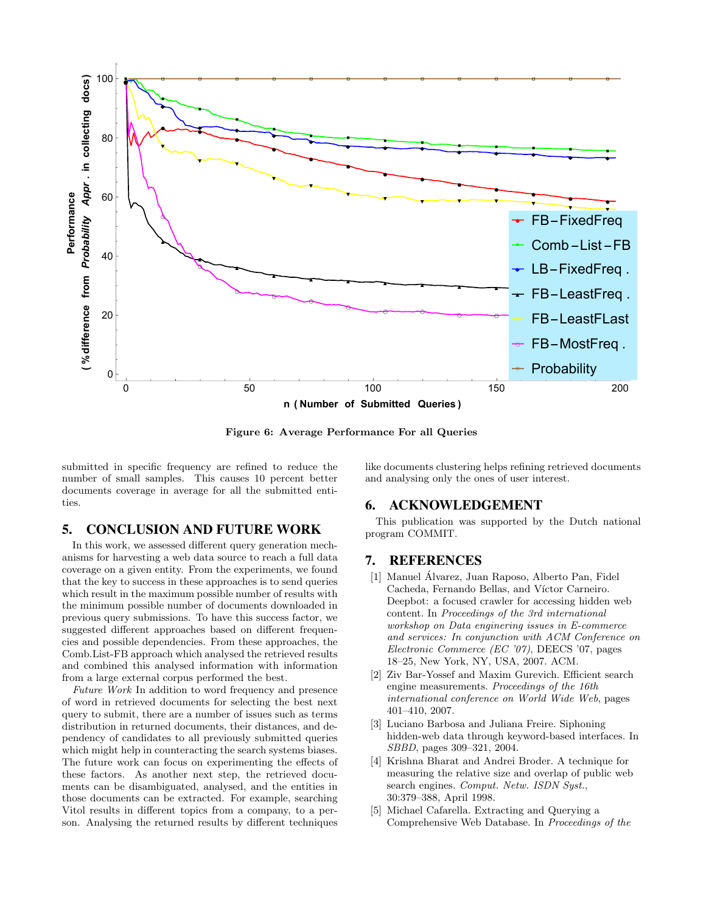Figure 6: Average Performance For all Queries

submitted in specific frequency are refined to reduce the number of small samples. This causes 10 percent better documents coverage in average for all the submitted entities.

## 5. CONCLUSION AND FUTURE WORK

In this work, we assessed different query generation mechanisms for harvesting a web data source to reach a full data coverage on a given entity. From the experiments, we found that the key to success in these approaches is to send queries which result in the maximum possible number of results with the minimum possible number of documents downloaded in previous query submissions. To have this success factor, we suggested different approaches based on different frequencies and possible dependencies. From these approaches, the Comb.List-FB approach which analysed the retrieved results and combined this analysed information with information from a large external corpus performed the best.

*Future Work* In addition to word frequency and presence of word in retrieved documents for selecting the best next query to submit, there are a number of issues such as terms distribution in returned documents, their distances, and dependency of candidates to all previously submitted queries which might help in counteracting the search systems biases. The future work can focus on experimenting the effects of these factors. As another next step, the retrieved documents can be disambiguated, analysed, and the entities in those documents can be extracted. For example, searching Vitol results in different topics from a company, to a person. Analysing the returned results by different techniques like documents clustering helps refining retrieved documents and analysing only the ones of user interest.

## 6. ACKNOWLEDGEMENT

This publication was supported by the Dutch national program COMMIT.

## 7. REFERENCES

[1] Manuel Álvarez, Juan Raposo, Alberto Pan, Fidel Cacheda, Fernando Bellas, and Víctor Carneiro. Deepbot: a focused crawler for accessing hidden web content. In *Proceedings of the 3rd international workshop on Data enginering issues in E-commerce and services: In conjunction with ACM Conference on Electronic Commerce (EC '07)*, DEECS '07, pages 18–25, New York, NY, USA, 2007. ACM.

[2] Ziv Bar-Yossef and Maxim Gurevich. Efficient search engine measurements. *Proceedings of the 16th international conference on World Wide Web*, pages 401–410, 2007.

[3] Luciano Barbosa and Juliana Freire. Siphoning hidden-web data through keyword-based interfaces. In *SBBD*, pages 309–321, 2004.

[4] Krishna Bharat and Andrei Broder. A technique for measuring the relative size and overlap of public web search engines. *Comput. Netw. ISDN Syst.*, 30:379–388, April 1998.

[5] Michael Cafarella. Extracting and Querying a Comprehensive Web Database. In *Proceedings of the*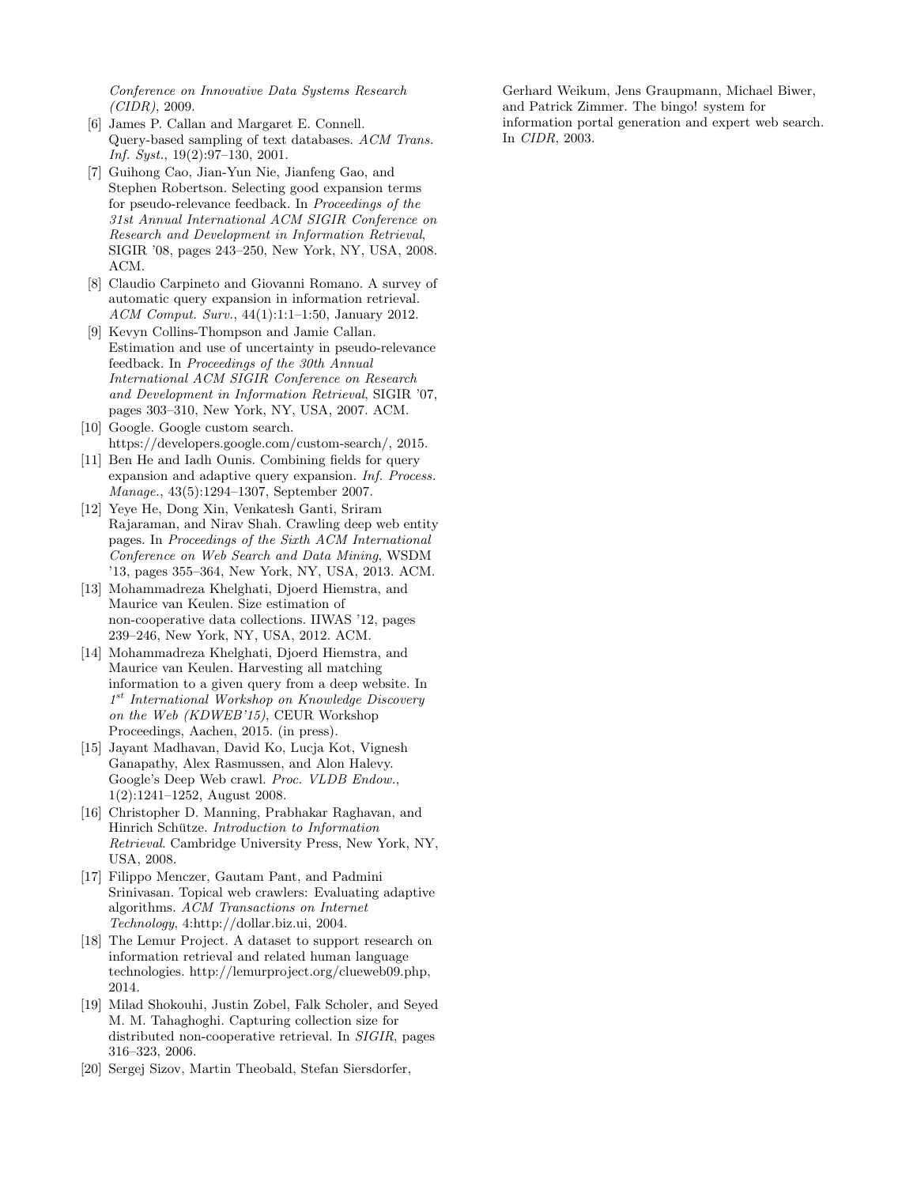*Conference on Innovative Data Systems Research (CIDR)*, 2009.

[6] James P. Callan and Margaret E. Connell. Query-based sampling of text databases. *ACM Trans. Inf. Syst.*, 19(2):97–130, 2001.

[7] Guihong Cao, Jian-Yun Nie, Jianfeng Gao, and Stephen Robertson. Selecting good expansion terms for pseudo-relevance feedback. In *Proceedings of the 31st Annual International ACM SIGIR Conference on Research and Development in Information Retrieval*, SIGIR '08, pages 243–250, New York, NY, USA, 2008. ACM.

[8] Claudio Carpineto and Giovanni Romano. A survey of automatic query expansion in information retrieval. *ACM Comput. Surv.*, 44(1):1:1–1:50, January 2012.

[9] Kevyn Collins-Thompson and Jamie Callan. Estimation and use of uncertainty in pseudo-relevance feedback. In *Proceedings of the 30th Annual International ACM SIGIR Conference on Research and Development in Information Retrieval*, SIGIR '07, pages 303–310, New York, NY, USA, 2007. ACM.

[10] Google. Google custom search. https://developers.google.com/custom-search/, 2015.

[11] Ben He and Iadh Ounis. Combining fields for query expansion and adaptive query expansion. *Inf. Process. Manage.*, 43(5):1294–1307, September 2007.

[12] Yeye He, Dong Xin, Venkatesh Ganti, Sriram Rajaraman, and Nirav Shah. Crawling deep web entity pages. In *Proceedings of the Sixth ACM International Conference on Web Search and Data Mining*, WSDM '13, pages 355–364, New York, NY, USA, 2013. ACM.

[13] Mohammadreza Khelghati, Djoerd Hiemstra, and Maurice van Keulen. Size estimation of non-cooperative data collections. IIWAS '12, pages 239–246, New York, NY, USA, 2012. ACM.

[14] Mohammadreza Khelghati, Djoerd Hiemstra, and Maurice van Keulen. Harvesting all matching information to a given query from a deep website. In *1st International Workshop on Knowledge Discovery on the Web (KDWEB'15)*, CEUR Workshop Proceedings, Aachen, 2015. (in press).

[15] Jayant Madhavan, David Ko, Lucja Kot, Vignesh Ganapathy, Alex Rasmussen, and Alon Halevy. Google's Deep Web crawl. *Proc. VLDB Endow.*, 1(2):1241–1252, August 2008.

[16] Christopher D. Manning, Prabhakar Raghavan, and Hinrich Schütze. *Introduction to Information Retrieval*. Cambridge University Press, New York, NY, USA, 2008.

[17] Filippo Menczer, Gautam Pant, and Padmini Srinivasan. Topical web crawlers: Evaluating adaptive algorithms. *ACM Transactions on Internet Technology*, 4:http://dollar.biz.ui, 2004.

[18] The Lemur Project. A dataset to support research on information retrieval and related human language technologies. http://lemurproject.org/clueweb09.php, 2014.

[19] Milad Shokouhi, Justin Zobel, Falk Scholer, and Seyed M. M. Tahaghoghi. Capturing collection size for distributed non-cooperative retrieval. In *SIGIR*, pages 316–323, 2006.

[20] Sergej Sizov, Martin Theobald, Stefan Siersdorfer, Gerhard Weikum, Jens Graupmann, Michael Biwer, and Patrick Zimmer. The bingo! system for information portal generation and expert web search. In *CIDR*, 2003.